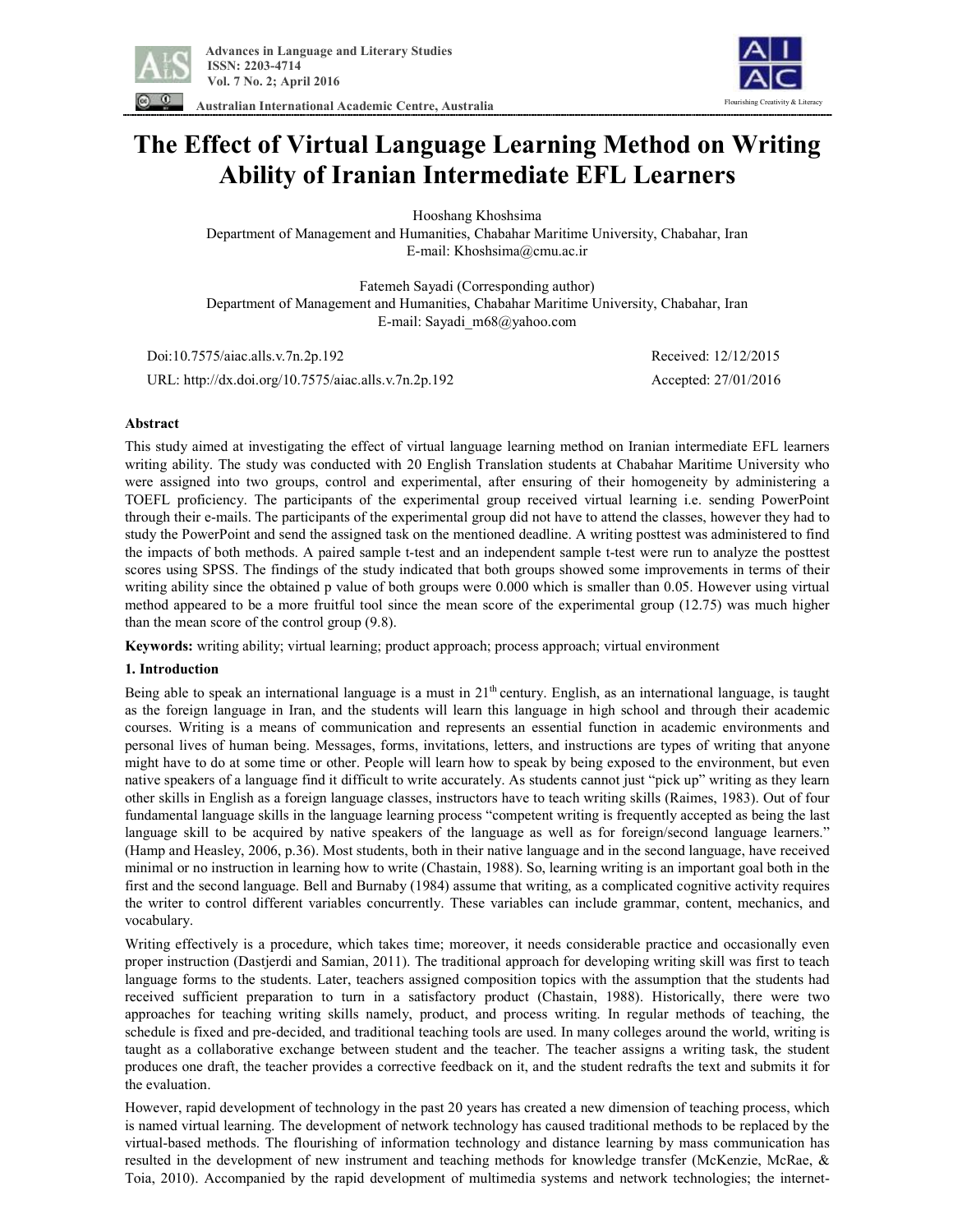# The Effect of Virtual Language Learning Method on Writing Ability of Iranian Intermediate EFL Learners

Hooshang Khoshsima
Department of Management and Humanities, Chabahar Maritime University, Chabahar, Iran
E-mail: Khoshsima@cmu.ac.ir

Fatemeh Sayadi (Corresponding author)
Department of Management and Humanities, Chabahar Maritime University, Chabahar, Iran
E-mail: Sayadi_m68@yahoo.com

Doi:10.7575/aiac.alls.v.7n.2p.192 Received: 12/12/2015

URL: http://dx.doi.org/10.7575/aiac.alls.v.7n.2p.192 Accepted: 27/01/2016

## Abstract

This study aimed at investigating the effect of virtual language learning method on Iranian intermediate EFL learners writing ability. The study was conducted with 20 English Translation students at Chabahar Maritime University who were assigned into two groups, control and experimental, after ensuring of their homogeneity by administering a TOEFL proficiency. The participants of the experimental group received virtual learning i.e. sending PowerPoint through their e-mails. The participants of the experimental group did not have to attend the classes, however they had to study the PowerPoint and send the assigned task on the mentioned deadline. A writing posttest was administered to find the impacts of both methods. A paired sample t-test and an independent sample t-test were run to analyze the posttest scores using SPSS. The findings of the study indicated that both groups showed some improvements in terms of their writing ability since the obtained p value of both groups were 0.000 which is smaller than 0.05. However using virtual method appeared to be a more fruitful tool since the mean score of the experimental group (12.75) was much higher than the mean score of the control group (9.8).

**Keywords:** writing ability; virtual learning; product approach; process approach; virtual environment

## 1. Introduction

Being able to speak an international language is a must in 21th century. English, as an international language, is taught as the foreign language in Iran, and the students will learn this language in high school and through their academic courses. Writing is a means of communication and represents an essential function in academic environments and personal lives of human being. Messages, forms, invitations, letters, and instructions are types of writing that anyone might have to do at some time or other. People will learn how to speak by being exposed to the environment, but even native speakers of a language find it difficult to write accurately. As students cannot just "pick up" writing as they learn other skills in English as a foreign language classes, instructors have to teach writing skills (Raimes, 1983). Out of four fundamental language skills in the language learning process "competent writing is frequently accepted as being the last language skill to be acquired by native speakers of the language as well as for foreign/second language learners." (Hamp and Heasley, 2006, p.36). Most students, both in their native language and in the second language, have received minimal or no instruction in learning how to write (Chastain, 1988). So, learning writing is an important goal both in the first and the second language. Bell and Burnaby (1984) assume that writing, as a complicated cognitive activity requires the writer to control different variables concurrently. These variables can include grammar, content, mechanics, and vocabulary.

Writing effectively is a procedure, which takes time; moreover, it needs considerable practice and occasionally even proper instruction (Dastjerdi and Samian, 2011). The traditional approach for developing writing skill was first to teach language forms to the students. Later, teachers assigned composition topics with the assumption that the students had received sufficient preparation to turn in a satisfactory product (Chastain, 1988). Historically, there were two approaches for teaching writing skills namely, product, and process writing. In regular methods of teaching, the schedule is fixed and pre-decided, and traditional teaching tools are used. In many colleges around the world, writing is taught as a collaborative exchange between student and the teacher. The teacher assigns a writing task, the student produces one draft, the teacher provides a corrective feedback on it, and the student redrafts the text and submits it for the evaluation.

However, rapid development of technology in the past 20 years has created a new dimension of teaching process, which is named virtual learning. The development of network technology has caused traditional methods to be replaced by the virtual-based methods. The flourishing of information technology and distance learning by mass communication has resulted in the development of new instrument and teaching methods for knowledge transfer (McKenzie, McRae, & Toia, 2010). Accompanied by the rapid development of multimedia systems and network technologies; the internet-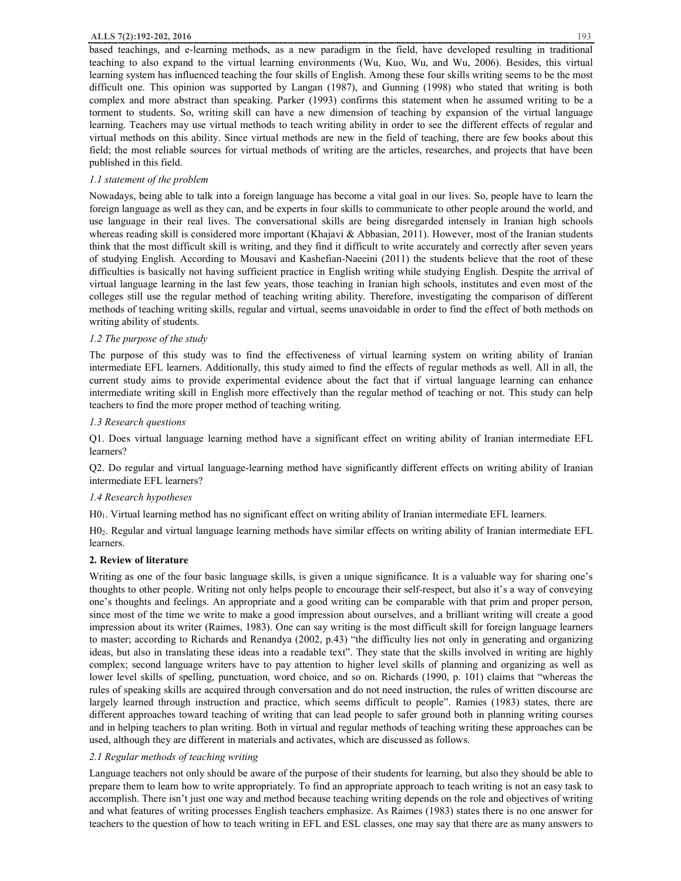based teachings, and e-learning methods, as a new paradigm in the field, have developed resulting in traditional teaching to also expand to the virtual learning environments (Wu, Kuo, Wu, and Wu, 2006). Besides, this virtual learning system has influenced teaching the four skills of English. Among these four skills writing seems to be the most difficult one. This opinion was supported by Langan (1987), and Gunning (1998) who stated that writing is both complex and more abstract than speaking. Parker (1993) confirms this statement when he assumed writing to be a torment to students. So, writing skill can have a new dimension of teaching by expansion of the virtual language learning. Teachers may use virtual methods to teach writing ability in order to see the different effects of regular and virtual methods on this ability. Since virtual methods are new in the field of teaching, there are few books about this field; the most reliable sources for virtual methods of writing are the articles, researches, and projects that have been published in this field.

### *1.1 statement of the problem*

Nowadays, being able to talk into a foreign language has become a vital goal in our lives. So, people have to learn the foreign language as well as they can, and be experts in four skills to communicate to other people around the world, and use language in their real lives. The conversational skills are being disregarded intensely in Iranian high schools whereas reading skill is considered more important (Khajavi & Abbasian, 2011). However, most of the Iranian students think that the most difficult skill is writing, and they find it difficult to write accurately and correctly after seven years of studying English. According to Mousavi and Kashefian-Naeeini (2011) the students believe that the root of these difficulties is basically not having sufficient practice in English writing while studying English. Despite the arrival of virtual language learning in the last few years, those teaching in Iranian high schools, institutes and even most of the colleges still use the regular method of teaching writing ability. Therefore, investigating the comparison of different methods of teaching writing skills, regular and virtual, seems unavoidable in order to find the effect of both methods on writing ability of students.

### *1.2 The purpose of the study*

The purpose of this study was to find the effectiveness of virtual learning system on writing ability of Iranian intermediate EFL learners. Additionally, this study aimed to find the effects of regular methods as well. All in all, the current study aims to provide experimental evidence about the fact that if virtual language learning can enhance intermediate writing skill in English more effectively than the regular method of teaching or not. This study can help teachers to find the more proper method of teaching writing.

### *1.3 Research questions*

Q1. Does virtual language learning method have a significant effect on writing ability of Iranian intermediate EFL learners?

Q2. Do regular and virtual language-learning method have significantly different effects on writing ability of Iranian intermediate EFL learners?

### *1.4 Research hypotheses*

$H0_1$. Virtual learning method has no significant effect on writing ability of Iranian intermediate EFL learners.

$H0_2$. Regular and virtual language learning methods have similar effects on writing ability of Iranian intermediate EFL learners.

## 2. Review of literature

Writing as one of the four basic language skills, is given a unique significance. It is a valuable way for sharing one's thoughts to other people. Writing not only helps people to encourage their self-respect, but also it's a way of conveying one's thoughts and feelings. An appropriate and a good writing can be comparable with that prim and proper person, since most of the time we write to make a good impression about ourselves, and a brilliant writing will create a good impression about its writer (Raimes, 1983). One can say writing is the most difficult skill for foreign language learners to master; according to Richards and Renandya (2002, p.43) "the difficulty lies not only in generating and organizing ideas, but also in translating these ideas into a readable text". They state that the skills involved in writing are highly complex; second language writers have to pay attention to higher level skills of planning and organizing as well as lower level skills of spelling, punctuation, word choice, and so on. Richards (1990, p. 101) claims that "whereas the rules of speaking skills are acquired through conversation and do not need instruction, the rules of written discourse are largely learned through instruction and practice, which seems difficult to people". Ramies (1983) states, there are different approaches toward teaching of writing that can lead people to safer ground both in planning writing courses and in helping teachers to plan writing. Both in virtual and regular methods of teaching writing these approaches can be used, although they are different in materials and activates, which are discussed as follows.

### *2.1 Regular methods of teaching writing*

Language teachers not only should be aware of the purpose of their students for learning, but also they should be able to prepare them to learn how to write appropriately. To find an appropriate approach to teach writing is not an easy task to accomplish. There isn't just one way and method because teaching writing depends on the role and objectives of writing and what features of writing processes English teachers emphasize. As Raimes (1983) states there is no one answer for teachers to the question of how to teach writing in EFL and ESL classes, one may say that there are as many answers to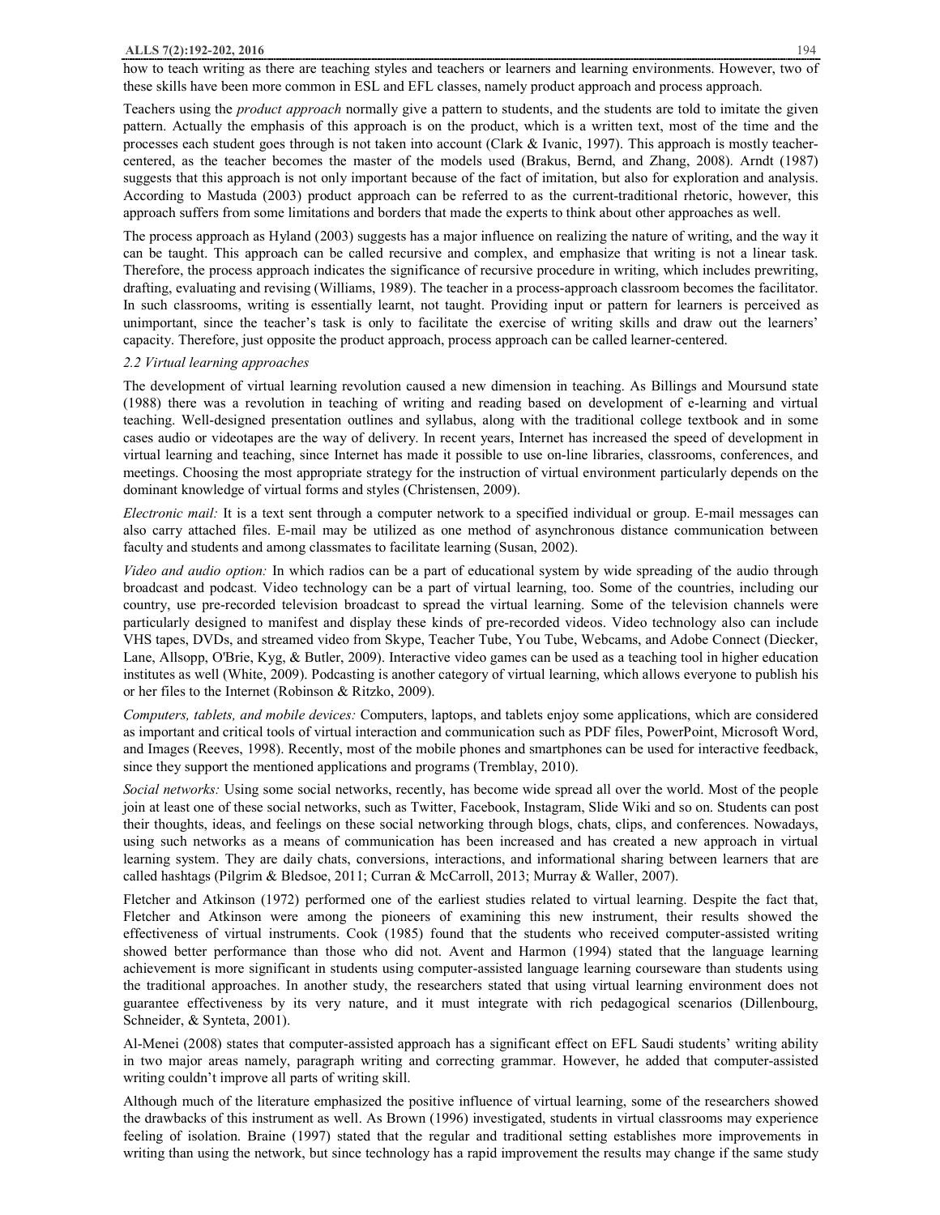how to teach writing as there are teaching styles and teachers or learners and learning environments. However, two of these skills have been more common in ESL and EFL classes, namely product approach and process approach.

Teachers using the *product approach* normally give a pattern to students, and the students are told to imitate the given pattern. Actually the emphasis of this approach is on the product, which is a written text, most of the time and the processes each student goes through is not taken into account (Clark & Ivanic, 1997). This approach is mostly teacher-centered, as the teacher becomes the master of the models used (Brakus, Bernd, and Zhang, 2008). Arndt (1987) suggests that this approach is not only important because of the fact of imitation, but also for exploration and analysis. According to Mastuda (2003) product approach can be referred to as the current-traditional rhetoric, however, this approach suffers from some limitations and borders that made the experts to think about other approaches as well.

The process approach as Hyland (2003) suggests has a major influence on realizing the nature of writing, and the way it can be taught. This approach can be called recursive and complex, and emphasize that writing is not a linear task. Therefore, the process approach indicates the significance of recursive procedure in writing, which includes prewriting, drafting, evaluating and revising (Williams, 1989). The teacher in a process-approach classroom becomes the facilitator. In such classrooms, writing is essentially learnt, not taught. Providing input or pattern for learners is perceived as unimportant, since the teacher's task is only to facilitate the exercise of writing skills and draw out the learners' capacity. Therefore, just opposite the product approach, process approach can be called learner-centered.

### *2.2 Virtual learning approaches*

The development of virtual learning revolution caused a new dimension in teaching. As Billings and Moursund state (1988) there was a revolution in teaching of writing and reading based on development of e-learning and virtual teaching. Well-designed presentation outlines and syllabus, along with the traditional college textbook and in some cases audio or videotapes are the way of delivery. In recent years, Internet has increased the speed of development in virtual learning and teaching, since Internet has made it possible to use on-line libraries, classrooms, conferences, and meetings. Choosing the most appropriate strategy for the instruction of virtual environment particularly depends on the dominant knowledge of virtual forms and styles (Christensen, 2009).

*Electronic mail:* It is a text sent through a computer network to a specified individual or group. E-mail messages can also carry attached files. E-mail may be utilized as one method of asynchronous distance communication between faculty and students and among classmates to facilitate learning (Susan, 2002).

*Video and audio option:* In which radios can be a part of educational system by wide spreading of the audio through broadcast and podcast. Video technology can be a part of virtual learning, too. Some of the countries, including our country, use pre-recorded television broadcast to spread the virtual learning. Some of the television channels were particularly designed to manifest and display these kinds of pre-recorded videos. Video technology also can include VHS tapes, DVDs, and streamed video from Skype, Teacher Tube, You Tube, Webcams, and Adobe Connect (Diecker, Lane, Allsopp, O'Brie, Kyg, & Butler, 2009). Interactive video games can be used as a teaching tool in higher education institutes as well (White, 2009). Podcasting is another category of virtual learning, which allows everyone to publish his or her files to the Internet (Robinson & Ritzko, 2009).

*Computers, tablets, and mobile devices:* Computers, laptops, and tablets enjoy some applications, which are considered as important and critical tools of virtual interaction and communication such as PDF files, PowerPoint, Microsoft Word, and Images (Reeves, 1998). Recently, most of the mobile phones and smartphones can be used for interactive feedback, since they support the mentioned applications and programs (Tremblay, 2010).

*Social networks:* Using some social networks, recently, has become wide spread all over the world. Most of the people join at least one of these social networks, such as Twitter, Facebook, Instagram, Slide Wiki and so on. Students can post their thoughts, ideas, and feelings on these social networking through blogs, chats, clips, and conferences. Nowadays, using such networks as a means of communication has been increased and has created a new approach in virtual learning system. They are daily chats, conversions, interactions, and informational sharing between learners that are called hashtags (Pilgrim & Bledsoe, 2011; Curran & McCarroll, 2013; Murray & Waller, 2007).

Fletcher and Atkinson (1972) performed one of the earliest studies related to virtual learning. Despite the fact that, Fletcher and Atkinson were among the pioneers of examining this new instrument, their results showed the effectiveness of virtual instruments. Cook (1985) found that the students who received computer-assisted writing showed better performance than those who did not. Avent and Harmon (1994) stated that the language learning achievement is more significant in students using computer-assisted language learning courseware than students using the traditional approaches. In another study, the researchers stated that using virtual learning environment does not guarantee effectiveness by its very nature, and it must integrate with rich pedagogical scenarios (Dillenbourg, Schneider, & Synteta, 2001).

Al-Menei (2008) states that computer-assisted approach has a significant effect on EFL Saudi students' writing ability in two major areas namely, paragraph writing and correcting grammar. However, he added that computer-assisted writing couldn't improve all parts of writing skill.

Although much of the literature emphasized the positive influence of virtual learning, some of the researchers showed the drawbacks of this instrument as well. As Brown (1996) investigated, students in virtual classrooms may experience feeling of isolation. Braine (1997) stated that the regular and traditional setting establishes more improvements in writing than using the network, but since technology has a rapid improvement the results may change if the same study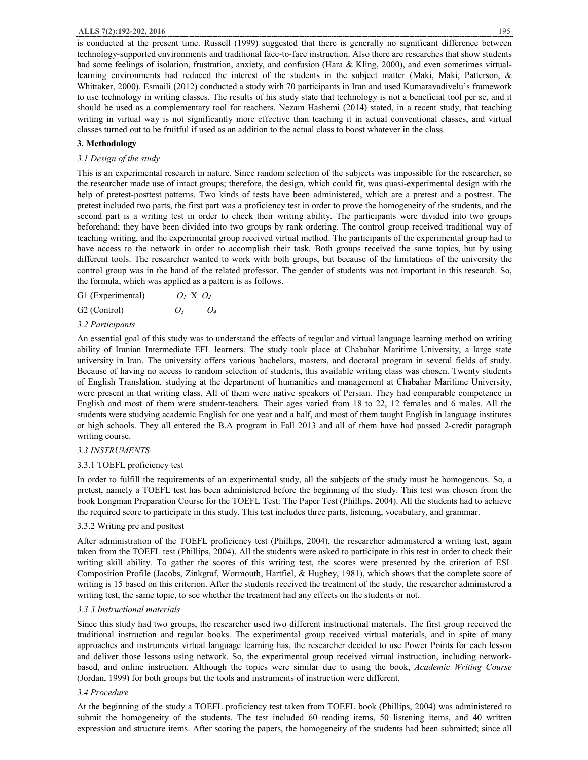is conducted at the present time. Russell (1999) suggested that there is generally no significant difference between technology-supported environments and traditional face-to-face instruction. Also there are researches that show students had some feelings of isolation, frustration, anxiety, and confusion (Hara & Kling, 2000), and even sometimes virtual-learning environments had reduced the interest of the students in the subject matter (Maki, Maki, Patterson, & Whittaker, 2000). Esmaili (2012) conducted a study with 70 participants in Iran and used Kumaravadivelu's framework to use technology in writing classes. The results of his study state that technology is not a beneficial tool per se, and it should be used as a complementary tool for teachers. Nezam Hashemi (2014) stated, in a recent study, that teaching writing in virtual way is not significantly more effective than teaching it in actual conventional classes, and virtual classes turned out to be fruitful if used as an addition to the actual class to boost whatever in the class.

## 3. Methodology

### *3.1 Design of the study*

This is an experimental research in nature. Since random selection of the subjects was impossible for the researcher, so the researcher made use of intact groups; therefore, the design, which could fit, was quasi-experimental design with the help of pretest-posttest patterns. Two kinds of tests have been administered, which are a pretest and a posttest. The pretest included two parts, the first part was a proficiency test in order to prove the homogeneity of the students, and the second part is a writing test in order to check their writing ability. The participants were divided into two groups beforehand; they have been divided into two groups by rank ordering. The control group received traditional way of teaching writing, and the experimental group received virtual method. The participants of the experimental group had to have access to the network in order to accomplish their task. Both groups received the same topics, but by using different tools. The researcher wanted to work with both groups, but because of the limitations of the university the control group was in the hand of the related professor. The gender of students was not important in this research. So, the formula, which was applied as a pattern is as follows.

G1 (Experimental) $O_1$ X $O_2$

G2 (Control) $O_3$ $O_4$

### *3.2 Participants*

An essential goal of this study was to understand the effects of regular and virtual language learning method on writing ability of Iranian Intermediate EFL learners. The study took place at Chabahar Maritime University, a large state university in Iran. The university offers various bachelors, masters, and doctoral program in several fields of study. Because of having no access to random selection of students, this available writing class was chosen. Twenty students of English Translation, studying at the department of humanities and management at Chabahar Maritime University, were present in that writing class. All of them were native speakers of Persian. They had comparable competence in English and most of them were student-teachers. Their ages varied from 18 to 22, 12 females and 6 males. All the students were studying academic English for one year and a half, and most of them taught English in language institutes or high schools. They all entered the B.A program in Fall 2013 and all of them have had passed 2-credit paragraph writing course.

### *3.3 INSTRUMENTS*

#### 3.3.1 TOEFL proficiency test

In order to fulfill the requirements of an experimental study, all the subjects of the study must be homogenous. So, a pretest, namely a TOEFL test has been administered before the beginning of the study. This test was chosen from the book Longman Preparation Course for the TOEFL Test: The Paper Test (Phillips, 2004). All the students had to achieve the required score to participate in this study. This test includes three parts, listening, vocabulary, and grammar.

#### 3.3.2 Writing pre and posttest

After administration of the TOEFL proficiency test (Phillips, 2004), the researcher administered a writing test, again taken from the TOEFL test (Phillips, 2004). All the students were asked to participate in this test in order to check their writing skill ability. To gather the scores of this writing test, the scores were presented by the criterion of ESL Composition Profile (Jacobs, Zinkgraf, Wormouth, Hartfiel, & Hughey, 1981), which shows that the complete score of writing is 15 based on this criterion. After the students received the treatment of the study, the researcher administered a writing test, the same topic, to see whether the treatment had any effects on the students or not.

#### *3.3.3 Instructional materials*

Since this study had two groups, the researcher used two different instructional materials. The first group received the traditional instruction and regular books. The experimental group received virtual materials, and in spite of many approaches and instruments virtual language learning has, the researcher decided to use Power Points for each lesson and deliver those lessons using network. So, the experimental group received virtual instruction, including network-based, and online instruction. Although the topics were similar due to using the book, *Academic Writing Course* (Jordan, 1999) for both groups but the tools and instruments of instruction were different.

### *3.4 Procedure*

At the beginning of the study a TOEFL proficiency test taken from TOEFL book (Phillips, 2004) was administered to submit the homogeneity of the students. The test included 60 reading items, 50 listening items, and 40 written expression and structure items. After scoring the papers, the homogeneity of the students had been submitted; since all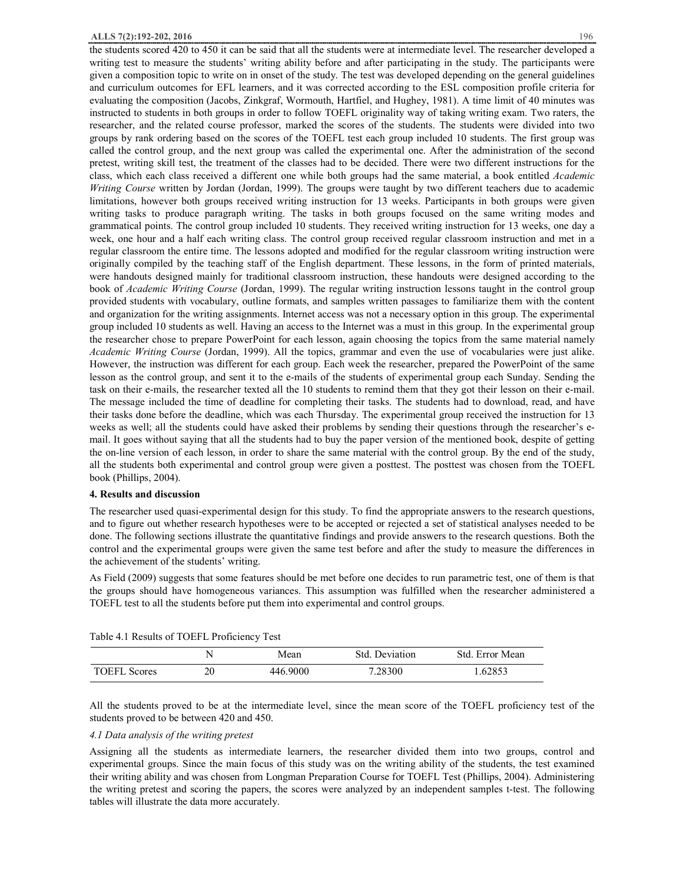the students scored 420 to 450 it can be said that all the students were at intermediate level. The researcher developed a writing test to measure the students' writing ability before and after participating in the study. The participants were given a composition topic to write on in onset of the study. The test was developed depending on the general guidelines and curriculum outcomes for EFL learners, and it was corrected according to the ESL composition profile criteria for evaluating the composition (Jacobs, Zinkgraf, Wormouth, Hartfiel, and Hughey, 1981). A time limit of 40 minutes was instructed to students in both groups in order to follow TOEFL originality way of taking writing exam. Two raters, the researcher, and the related course professor, marked the scores of the students. The students were divided into two groups by rank ordering based on the scores of the TOEFL test each group included 10 students. The first group was called the control group, and the next group was called the experimental one. After the administration of the second pretest, writing skill test, the treatment of the classes had to be decided. There were two different instructions for the class, which each class received a different one while both groups had the same material, a book entitled *Academic Writing Course* written by Jordan (Jordan, 1999). The groups were taught by two different teachers due to academic limitations, however both groups received writing instruction for 13 weeks. Participants in both groups were given writing tasks to produce paragraph writing. The tasks in both groups focused on the same writing modes and grammatical points. The control group included 10 students. They received writing instruction for 13 weeks, one day a week, one hour and a half each writing class. The control group received regular classroom instruction and met in a regular classroom the entire time. The lessons adopted and modified for the regular classroom writing instruction were originally compiled by the teaching staff of the English department. These lessons, in the form of printed materials, were handouts designed mainly for traditional classroom instruction, these handouts were designed according to the book of *Academic Writing Course* (Jordan, 1999). The regular writing instruction lessons taught in the control group provided students with vocabulary, outline formats, and samples written passages to familiarize them with the content and organization for the writing assignments. Internet access was not a necessary option in this group. The experimental group included 10 students as well. Having an access to the Internet was a must in this group. In the experimental group the researcher chose to prepare PowerPoint for each lesson, again choosing the topics from the same material namely *Academic Writing Course* (Jordan, 1999). All the topics, grammar and even the use of vocabularies were just alike. However, the instruction was different for each group. Each week the researcher, prepared the PowerPoint of the same lesson as the control group, and sent it to the e-mails of the students of experimental group each Sunday. Sending the task on their e-mails, the researcher texted all the 10 students to remind them that they got their lesson on their e-mail. The message included the time of deadline for completing their tasks. The students had to download, read, and have their tasks done before the deadline, which was each Thursday. The experimental group received the instruction for 13 weeks as well; all the students could have asked their problems by sending their questions through the researcher's e-mail. It goes without saying that all the students had to buy the paper version of the mentioned book, despite of getting the on-line version of each lesson, in order to share the same material with the control group. By the end of the study, all the students both experimental and control group were given a posttest. The posttest was chosen from the TOEFL book (Phillips, 2004).

## 4. Results and discussion

The researcher used quasi-experimental design for this study. To find the appropriate answers to the research questions, and to figure out whether research hypotheses were to be accepted or rejected a set of statistical analyses needed to be done. The following sections illustrate the quantitative findings and provide answers to the research questions. Both the control and the experimental groups were given the same test before and after the study to measure the differences in the achievement of the students' writing.

As Field (2009) suggests that some features should be met before one decides to run parametric test, one of them is that the groups should have homogeneous variances. This assumption was fulfilled when the researcher administered a TOEFL test to all the students before put them into experimental and control groups.

Table 4.1 Results of TOEFL Proficiency Test

| | N | Mean | Std. Deviation | Std. Error Mean |
|---|---|---|---|---|
| TOEFL Scores | 20 | 446.9000 | 7.28300 | 1.62853 |

All the students proved to be at the intermediate level, since the mean score of the TOEFL proficiency test of the students proved to be between 420 and 450.

### *4.1 Data analysis of the writing pretest*

Assigning all the students as intermediate learners, the researcher divided them into two groups, control and experimental groups. Since the main focus of this study was on the writing ability of the students, the test examined their writing ability and was chosen from Longman Preparation Course for TOEFL Test (Phillips, 2004). Administering the writing pretest and scoring the papers, the scores were analyzed by an independent samples t-test. The following tables will illustrate the data more accurately.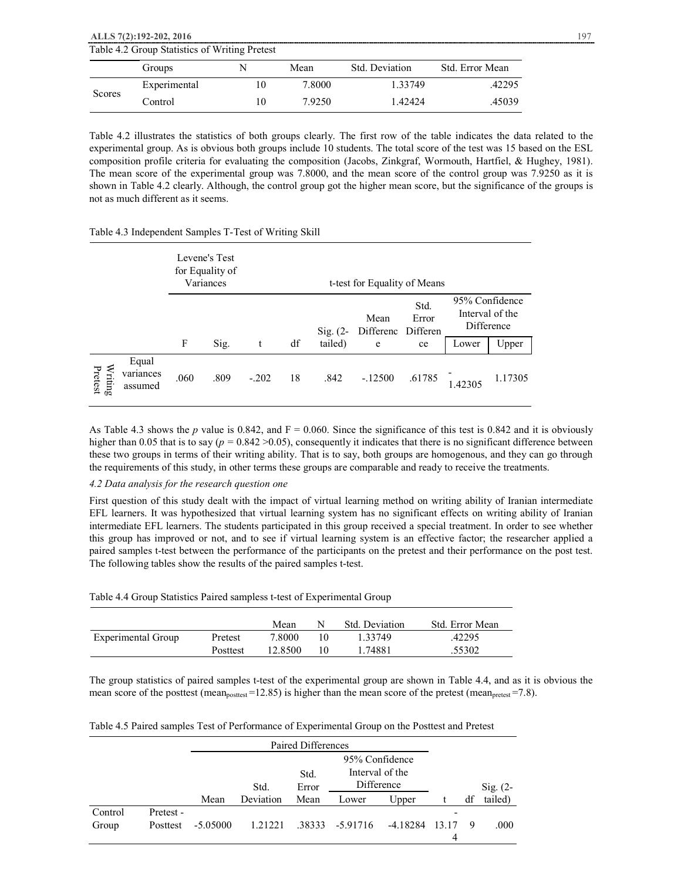Table 4.2 Group Statistics of Writing Pretest

| | Groups | N | Mean | Std. Deviation | Std. Error Mean |
|---|---|---|---|---|---|
| Scores | Experimental | 10 | 7.8000 | 1.33749 | .42295 |
| | Control | 10 | 7.9250 | 1.42424 | .45039 |

Table 4.2 illustrates the statistics of both groups clearly. The first row of the table indicates the data related to the experimental group. As is obvious both groups include 10 students. The total score of the test was 15 based on the ESL composition profile criteria for evaluating the composition (Jacobs, Zinkgraf, Wormouth, Hartfiel, & Hughey, 1981). The mean score of the experimental group was 7.8000, and the mean score of the control group was 7.9250 as it is shown in Table 4.2 clearly. Although, the control group got the higher mean score, but the significance of the groups is not as much different as it seems.

Table 4.3 Independent Samples T-Test of Writing Skill

| | | Levene's Test for Equality of Variances | | t-test for Equality of Means | | | | | | |
|---|---|---|---|---|---|---|---|---|---|---|
| | | | | | | | | | 95% Confidence Interval of the Difference | |
| | | F | Sig. | t | df | Sig. (2-tailed) | Mean Difference | Std. Error Difference | Lower | Upper |
| Writing Pretest | Equal variances assumed | .060 | .809 | -.202 | 18 | .842 | -.12500 | .61785 | -1.42305 | 1.17305 |

As Table 4.3 shows the *p* value is 0.842, and F = 0.060. Since the significance of this test is 0.842 and it is obviously higher than 0.05 that is to say ($p$ = 0.842 >0.05), consequently it indicates that there is no significant difference between these two groups in terms of their writing ability. That is to say, both groups are homogenous, and they can go through the requirements of this study, in other terms these groups are comparable and ready to receive the treatments.

### *4.2 Data analysis for the research question one*

First question of this study dealt with the impact of virtual learning method on writing ability of Iranian intermediate EFL learners. It was hypothesized that virtual learning system has no significant effects on writing ability of Iranian intermediate EFL learners. The students participated in this group received a special treatment. In order to see whether this group has improved or not, and to see if virtual learning system is an effective factor; the researcher applied a paired samples t-test between the performance of the participants on the pretest and their performance on the post test. The following tables show the results of the paired samples t-test.

Table 4.4 Group Statistics Paired sampless t-test of Experimental Group

| | | Mean | N | Std. Deviation | Std. Error Mean |
|---|---|---|---|---|---|
| Experimental Group | Pretest | 7.8000 | 10 | 1.33749 | .42295 |
| | Posttest | 12.8500 | 10 | 1.74881 | .55302 |

The group statistics of paired samples t-test of the experimental group are shown in Table 4.4, and as it is obvious the mean score of the posttest ($mean_{posttest}$=12.85) is higher than the mean score of the pretest ($mean_{pretest}$=7.8).

Table 4.5 Paired samples Test of Performance of Experimental Group on the Posttest and Pretest

| | | Paired Differences | | | | | | | |
|---|---|---|---|---|---|---|---|---|---|
| | | | | | 95% Confidence Interval of the Difference | | | | |
| | | Mean | Std. Deviation | Std. Error Mean | Lower | Upper | t | df | Sig. (2-tailed) |
| Control Group | Pretest - Posttest | -5.05000 | 1.21221 | .38333 | -5.91716 | -4.18284 | -13.174 | 9 | .000 |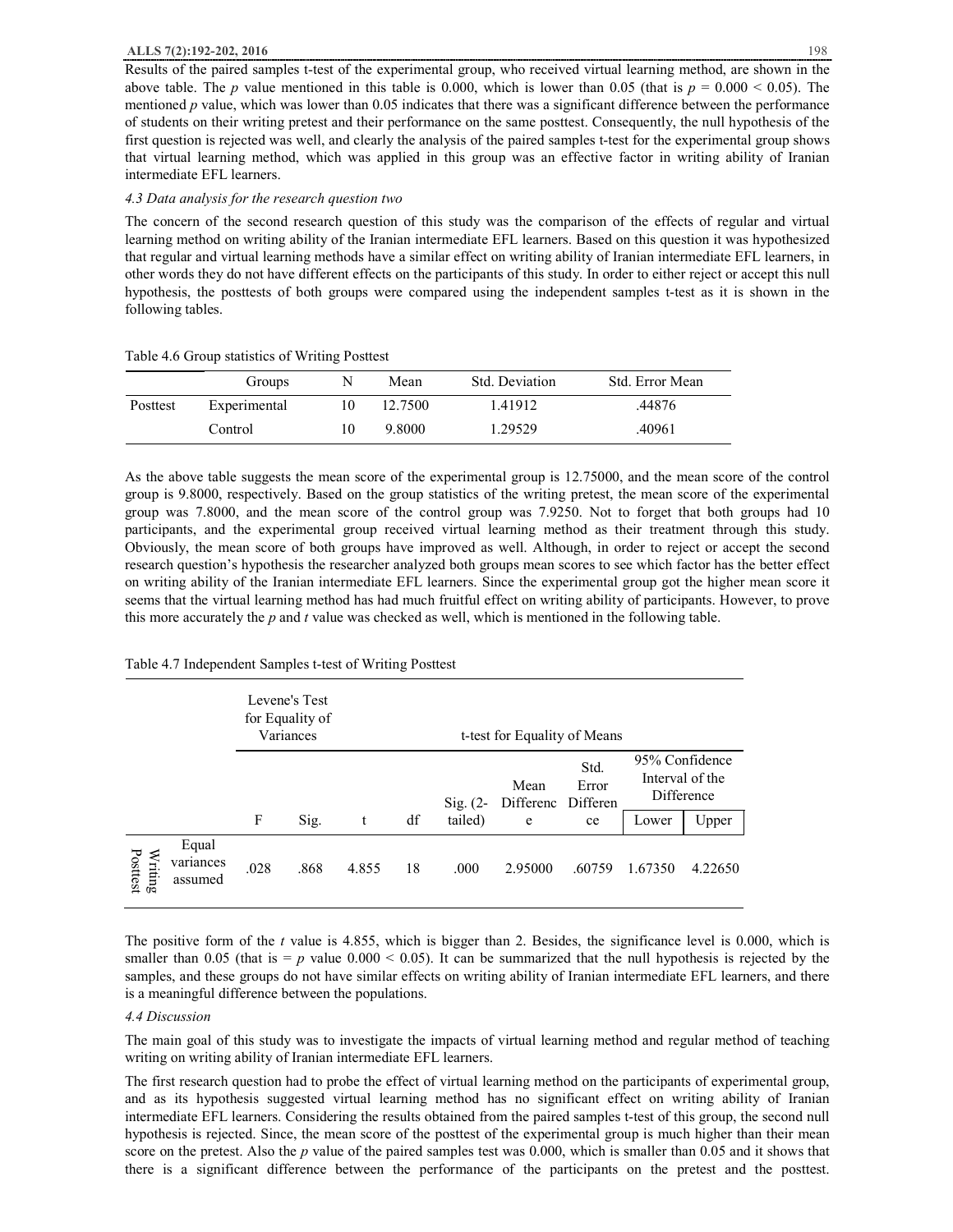Results of the paired samples t-test of the experimental group, who received virtual learning method, are shown in the above table. The *p* value mentioned in this table is 0.000, which is lower than 0.05 (that is $p = 0.000 < 0.05$). The mentioned *p* value, which was lower than 0.05 indicates that there was a significant difference between the performance of students on their writing pretest and their performance on the same posttest. Consequently, the null hypothesis of the first question is rejected was well, and clearly the analysis of the paired samples t-test for the experimental group shows that virtual learning method, which was applied in this group was an effective factor in writing ability of Iranian intermediate EFL learners.

### *4.3 Data analysis for the research question two*

The concern of the second research question of this study was the comparison of the effects of regular and virtual learning method on writing ability of the Iranian intermediate EFL learners. Based on this question it was hypothesized that regular and virtual learning methods have a similar effect on writing ability of Iranian intermediate EFL learners, in other words they do not have different effects on the participants of this study. In order to either reject or accept this null hypothesis, the posttests of both groups were compared using the independent samples t-test as it is shown in the following tables.

Table 4.6 Group statistics of Writing Posttest

| | Groups | N | Mean | Std. Deviation | Std. Error Mean |
|---|---|---|---|---|---|
| Posttest | Experimental | 10 | 12.7500 | 1.41912 | .44876 |
| | Control | 10 | 9.8000 | 1.29529 | .40961 |

As the above table suggests the mean score of the experimental group is 12.75000, and the mean score of the control group is 9.8000, respectively. Based on the group statistics of the writing pretest, the mean score of the experimental group was 7.8000, and the mean score of the control group was 7.9250. Not to forget that both groups had 10 participants, and the experimental group received virtual learning method as their treatment through this study. Obviously, the mean score of both groups have improved as well. Although, in order to reject or accept the second research question's hypothesis the researcher analyzed both groups mean scores to see which factor has the better effect on writing ability of the Iranian intermediate EFL learners. Since the experimental group got the higher mean score it seems that the virtual learning method has had much fruitful effect on writing ability of participants. However, to prove this more accurately the *p* and *t* value was checked as well, which is mentioned in the following table.

Table 4.7 Independent Samples t-test of Writing Posttest

| | | Levene's Test for Equality of Variances | | t-test for Equality of Means | | | | | | |
|---|---|---|---|---|---|---|---|---|---|---|
| | | | | | | | | | 95% Confidence Interval of the Difference | |
| | | F | Sig. | t | df | Sig. (2-tailed) | Mean Difference | Std. Error Difference | Lower | Upper |
| Writing Posttest | Equal variances assumed | .028 | .868 | 4.855 | 18 | .000 | 2.95000 | .60759 | 1.67350 | 4.22650 |

The positive form of the *t* value is 4.855, which is bigger than 2. Besides, the significance level is 0.000, which is smaller than 0.05 (that is = *p* value $0.000 < 0.05$). It can be summarized that the null hypothesis is rejected by the samples, and these groups do not have similar effects on writing ability of Iranian intermediate EFL learners, and there is a meaningful difference between the populations.

### *4.4 Discussion*

The main goal of this study was to investigate the impacts of virtual learning method and regular method of teaching writing on writing ability of Iranian intermediate EFL learners.

The first research question had to probe the effect of virtual learning method on the participants of experimental group, and as its hypothesis suggested virtual learning method has no significant effect on writing ability of Iranian intermediate EFL learners. Considering the results obtained from the paired samples t-test of this group, the second null hypothesis is rejected. Since, the mean score of the posttest of the experimental group is much higher than their mean score on the pretest. Also the *p* value of the paired samples test was 0.000, which is smaller than 0.05 and it shows that there is a significant difference between the performance of the participants on the pretest and the posttest.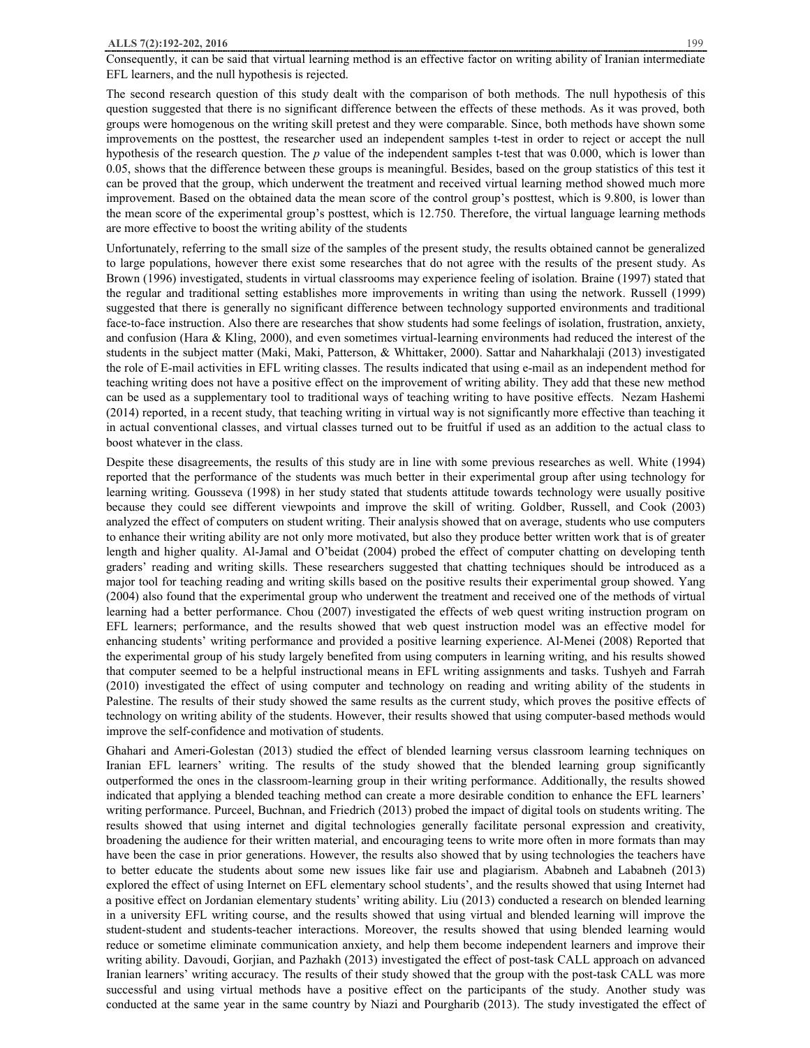Consequently, it can be said that virtual learning method is an effective factor on writing ability of Iranian intermediate EFL learners, and the null hypothesis is rejected.

The second research question of this study dealt with the comparison of both methods. The null hypothesis of this question suggested that there is no significant difference between the effects of these methods. As it was proved, both groups were homogenous on the writing skill pretest and they were comparable. Since, both methods have shown some improvements on the posttest, the researcher used an independent samples t-test in order to reject or accept the null hypothesis of the research question. The *p* value of the independent samples t-test that was 0.000, which is lower than 0.05, shows that the difference between these groups is meaningful. Besides, based on the group statistics of this test it can be proved that the group, which underwent the treatment and received virtual learning method showed much more improvement. Based on the obtained data the mean score of the control group's posttest, which is 9.800, is lower than the mean score of the experimental group's posttest, which is 12.750. Therefore, the virtual language learning methods are more effective to boost the writing ability of the students

Unfortunately, referring to the small size of the samples of the present study, the results obtained cannot be generalized to large populations, however there exist some researches that do not agree with the results of the present study. As Brown (1996) investigated, students in virtual classrooms may experience feeling of isolation. Braine (1997) stated that the regular and traditional setting establishes more improvements in writing than using the network. Russell (1999) suggested that there is generally no significant difference between technology supported environments and traditional face-to-face instruction. Also there are researches that show students had some feelings of isolation, frustration, anxiety, and confusion (Hara & Kling, 2000), and even sometimes virtual-learning environments had reduced the interest of the students in the subject matter (Maki, Maki, Patterson, & Whittaker, 2000). Sattar and Naharkhalaji (2013) investigated the role of E-mail activities in EFL writing classes. The results indicated that using e-mail as an independent method for teaching writing does not have a positive effect on the improvement of writing ability. They add that these new method can be used as a supplementary tool to traditional ways of teaching writing to have positive effects. Nezam Hashemi (2014) reported, in a recent study, that teaching writing in virtual way is not significantly more effective than teaching it in actual conventional classes, and virtual classes turned out to be fruitful if used as an addition to the actual class to boost whatever in the class.

Despite these disagreements, the results of this study are in line with some previous researches as well. White (1994) reported that the performance of the students was much better in their experimental group after using technology for learning writing. Gousseva (1998) in her study stated that students attitude towards technology were usually positive because they could see different viewpoints and improve the skill of writing. Goldber, Russell, and Cook (2003) analyzed the effect of computers on student writing. Their analysis showed that on average, students who use computers to enhance their writing ability are not only more motivated, but also they produce better written work that is of greater length and higher quality. Al-Jamal and O'beidat (2004) probed the effect of computer chatting on developing tenth graders' reading and writing skills. These researchers suggested that chatting techniques should be introduced as a major tool for teaching reading and writing skills based on the positive results their experimental group showed. Yang (2004) also found that the experimental group who underwent the treatment and received one of the methods of virtual learning had a better performance. Chou (2007) investigated the effects of web quest writing instruction program on EFL learners; performance, and the results showed that web quest instruction model was an effective model for enhancing students' writing performance and provided a positive learning experience. Al-Menei (2008) Reported that the experimental group of his study largely benefited from using computers in learning writing, and his results showed that computer seemed to be a helpful instructional means in EFL writing assignments and tasks. Tushyeh and Farrah (2010) investigated the effect of using computer and technology on reading and writing ability of the students in Palestine. The results of their study showed the same results as the current study, which proves the positive effects of technology on writing ability of the students. However, their results showed that using computer-based methods would improve the self-confidence and motivation of students.

Ghahari and Ameri-Golestan (2013) studied the effect of blended learning versus classroom learning techniques on Iranian EFL learners' writing. The results of the study showed that the blended learning group significantly outperformed the ones in the classroom-learning group in their writing performance. Additionally, the results showed indicated that applying a blended teaching method can create a more desirable condition to enhance the EFL learners' writing performance. Purceel, Buchnan, and Friedrich (2013) probed the impact of digital tools on students writing. The results showed that using internet and digital technologies generally facilitate personal expression and creativity, broadening the audience for their written material, and encouraging teens to write more often in more formats than may have been the case in prior generations. However, the results also showed that by using technologies the teachers have to better educate the students about some new issues like fair use and plagiarism. Ababneh and Lababneh (2013) explored the effect of using Internet on EFL elementary school students', and the results showed that using Internet had a positive effect on Jordanian elementary students' writing ability. Liu (2013) conducted a research on blended learning in a university EFL writing course, and the results showed that using virtual and blended learning will improve the student-student and students-teacher interactions. Moreover, the results showed that using blended learning would reduce or sometime eliminate communication anxiety, and help them become independent learners and improve their writing ability. Davoudi, Gorjian, and Pazhakh (2013) investigated the effect of post-task CALL approach on advanced Iranian learners' writing accuracy. The results of their study showed that the group with the post-task CALL was more successful and using virtual methods have a positive effect on the participants of the study. Another study was conducted at the same year in the same country by Niazi and Pourgharib (2013). The study investigated the effect of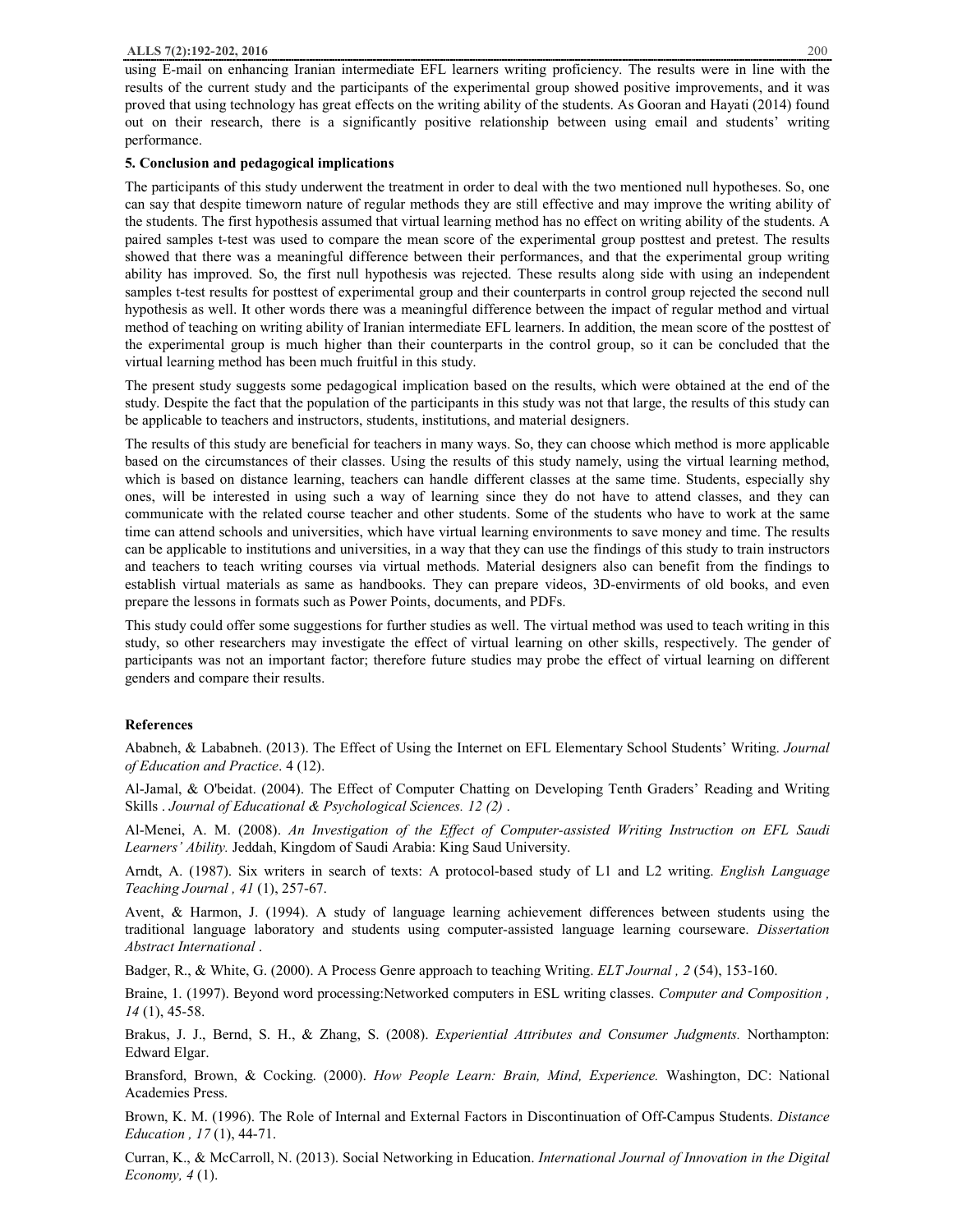using E-mail on enhancing Iranian intermediate EFL learners writing proficiency. The results were in line with the results of the current study and the participants of the experimental group showed positive improvements, and it was proved that using technology has great effects on the writing ability of the students. As Gooran and Hayati (2014) found out on their research, there is a significantly positive relationship between using email and students' writing performance.

## 5. Conclusion and pedagogical implications

The participants of this study underwent the treatment in order to deal with the two mentioned null hypotheses. So, one can say that despite timeworn nature of regular methods they are still effective and may improve the writing ability of the students. The first hypothesis assumed that virtual learning method has no effect on writing ability of the students. A paired samples t-test was used to compare the mean score of the experimental group posttest and pretest. The results showed that there was a meaningful difference between their performances, and that the experimental group writing ability has improved. So, the first null hypothesis was rejected. These results along side with using an independent samples t-test results for posttest of experimental group and their counterparts in control group rejected the second null hypothesis as well. It other words there was a meaningful difference between the impact of regular method and virtual method of teaching on writing ability of Iranian intermediate EFL learners. In addition, the mean score of the posttest of the experimental group is much higher than their counterparts in the control group, so it can be concluded that the virtual learning method has been much fruitful in this study.

The present study suggests some pedagogical implication based on the results, which were obtained at the end of the study. Despite the fact that the population of the participants in this study was not that large, the results of this study can be applicable to teachers and instructors, students, institutions, and material designers.

The results of this study are beneficial for teachers in many ways. So, they can choose which method is more applicable based on the circumstances of their classes. Using the results of this study namely, using the virtual learning method, which is based on distance learning, teachers can handle different classes at the same time. Students, especially shy ones, will be interested in using such a way of learning since they do not have to attend classes, and they can communicate with the related course teacher and other students. Some of the students who have to work at the same time can attend schools and universities, which have virtual learning environments to save money and time. The results can be applicable to institutions and universities, in a way that they can use the findings of this study to train instructors and teachers to teach writing courses via virtual methods. Material designers also can benefit from the findings to establish virtual materials as same as handbooks. They can prepare videos, 3D-envirments of old books, and even prepare the lessons in formats such as Power Points, documents, and PDFs.

This study could offer some suggestions for further studies as well. The virtual method was used to teach writing in this study, so other researchers may investigate the effect of virtual learning on other skills, respectively. The gender of participants was not an important factor; therefore future studies may probe the effect of virtual learning on different genders and compare their results.

## References

Ababneh, & Lababneh. (2013). The Effect of Using the Internet on EFL Elementary School Students' Writing. *Journal of Education and Practice*. 4 (12).

Al-Jamal, & O'beidat. (2004). The Effect of Computer Chatting on Developing Tenth Graders' Reading and Writing Skills . *Journal of Educational & Psychological Sciences. 12 (2)* .

Al-Menei, A. M. (2008). *An Investigation of the Effect of Computer-assisted Writing Instruction on EFL Saudi Learners' Ability.* Jeddah, Kingdom of Saudi Arabia: King Saud University.

Arndt, A. (1987). Six writers in search of texts: A protocol-based study of L1 and L2 writing. *English Language Teaching Journal , 41* (1), 257-67.

Avent, & Harmon, J. (1994). A study of language learning achievement differences between students using the traditional language laboratory and students using computer-assisted language learning courseware. *Dissertation Abstract International* .

Badger, R., & White, G. (2000). A Process Genre approach to teaching Writing. *ELT Journal , 2* (54), 153-160.

Braine, 1. (1997). Beyond word processing:Networked computers in ESL writing classes. *Computer and Composition , 14* (1), 45-58.

Brakus, J. J., Bernd, S. H., & Zhang, S. (2008). *Experiential Attributes and Consumer Judgments.* Northampton: Edward Elgar.

Bransford, Brown, & Cocking. (2000). *How People Learn: Brain, Mind, Experience.* Washington, DC: National Academies Press.

Brown, K. M. (1996). The Role of Internal and External Factors in Discontinuation of Off-Campus Students. *Distance Education , 17* (1), 44-71.

Curran, K., & McCarroll, N. (2013). Social Networking in Education. *International Journal of Innovation in the Digital Economy, 4* (1).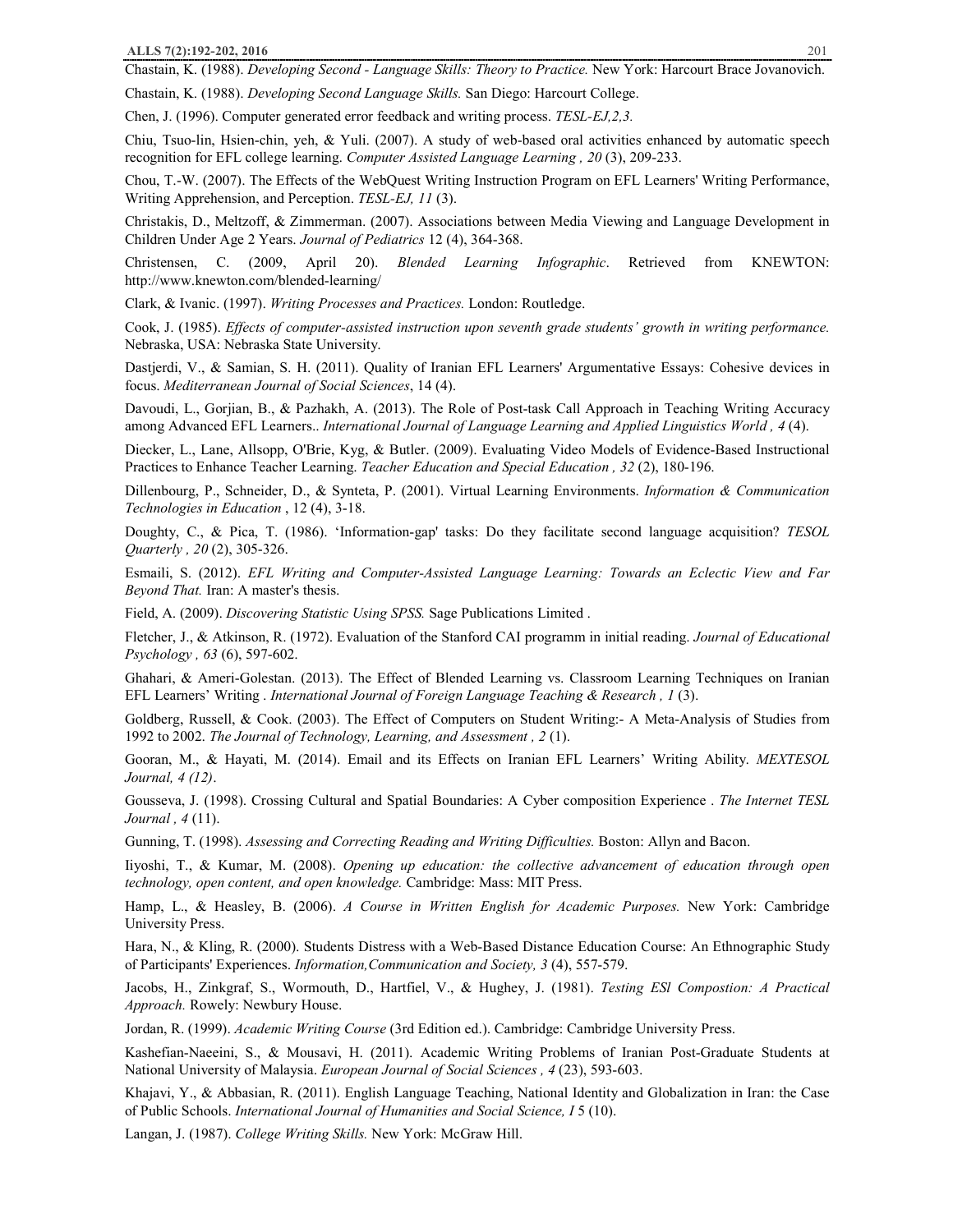Chastain, K. (1988). *Developing Second - Language Skills: Theory to Practice.* New York: Harcourt Brace Jovanovich.

Chastain, K. (1988). *Developing Second Language Skills.* San Diego: Harcourt College.

Chen, J. (1996). Computer generated error feedback and writing process. *TESL-EJ,2,3.*

Chiu, Tsuo-lin, Hsien-chin, yeh, & Yuli. (2007). A study of web-based oral activities enhanced by automatic speech recognition for EFL college learning. *Computer Assisted Language Learning , 20* (3), 209-233.

Chou, T.-W. (2007). The Effects of the WebQuest Writing Instruction Program on EFL Learners' Writing Performance, Writing Apprehension, and Perception. *TESL-EJ, 11* (3).

Christakis, D., Meltzoff, & Zimmerman. (2007). Associations between Media Viewing and Language Development in Children Under Age 2 Years. *Journal of Pediatrics* 12 (4), 364-368.

Christensen, C. (2009, April 20). *Blended Learning Infographic*. Retrieved from KNEWTON: http://www.knewton.com/blended-learning/

Clark, & Ivanic. (1997). *Writing Processes and Practices.* London: Routledge.

Cook, J. (1985). *Effects of computer-assisted instruction upon seventh grade students' growth in writing performance.* Nebraska, USA: Nebraska State University.

Dastjerdi, V., & Samian, S. H. (2011). Quality of Iranian EFL Learners' Argumentative Essays: Cohesive devices in focus. *Mediterranean Journal of Social Sciences*, 14 (4).

Davoudi, L., Gorjian, B., & Pazhakh, A. (2013). The Role of Post-task Call Approach in Teaching Writing Accuracy among Advanced EFL Learners.. *International Journal of Language Learning and Applied Linguistics World , 4* (4).

Diecker, L., Lane, Allsopp, O'Brie, Kyg, & Butler. (2009). Evaluating Video Models of Evidence-Based Instructional Practices to Enhance Teacher Learning. *Teacher Education and Special Education , 32* (2), 180-196.

Dillenbourg, P., Schneider, D., & Synteta, P. (2001). Virtual Learning Environments. *Information & Communication Technologies in Education* , 12 (4), 3-18.

Doughty, C., & Pica, T. (1986). 'Information-gap' tasks: Do they facilitate second language acquisition? *TESOL Quarterly , 20* (2), 305-326.

Esmaili, S. (2012). *EFL Writing and Computer-Assisted Language Learning: Towards an Eclectic View and Far Beyond That.* Iran: A master's thesis.

Field, A. (2009). *Discovering Statistic Using SPSS.* Sage Publications Limited .

Fletcher, J., & Atkinson, R. (1972). Evaluation of the Stanford CAI programm in initial reading. *Journal of Educational Psychology , 63* (6), 597-602.

Ghahari, & Ameri-Golestan. (2013). The Effect of Blended Learning vs. Classroom Learning Techniques on Iranian EFL Learners' Writing . *International Journal of Foreign Language Teaching & Research , 1* (3).

Goldberg, Russell, & Cook. (2003). The Effect of Computers on Student Writing:- A Meta-Analysis of Studies from 1992 to 2002. *The Journal of Technology, Learning, and Assessment , 2* (1).

Gooran, M., & Hayati, M. (2014). Email and its Effects on Iranian EFL Learners' Writing Ability. *MEXTESOL Journal, 4 (12)*.

Gousseva, J. (1998). Crossing Cultural and Spatial Boundaries: A Cyber composition Experience . *The Internet TESL Journal , 4* (11).

Gunning, T. (1998). *Assessing and Correcting Reading and Writing Difficulties.* Boston: Allyn and Bacon.

Iiyoshi, T., & Kumar, M. (2008). *Opening up education: the collective advancement of education through open technology, open content, and open knowledge.* Cambridge: Mass: MIT Press.

Hamp, L., & Heasley, B. (2006). *A Course in Written English for Academic Purposes.* New York: Cambridge University Press.

Hara, N., & Kling, R. (2000). Students Distress with a Web-Based Distance Education Course: An Ethnographic Study of Participants' Experiences. *Information,Communication and Society, 3* (4), 557-579.

Jacobs, H., Zinkgraf, S., Wormouth, D., Hartfiel, V., & Hughey, J. (1981). *Testing ESl Compostion: A Practical Approach.* Rowely: Newbury House.

Jordan, R. (1999). *Academic Writing Course* (3rd Edition ed.). Cambridge: Cambridge University Press.

Kashefian-Naeeini, S., & Mousavi, H. (2011). Academic Writing Problems of Iranian Post-Graduate Students at National University of Malaysia. *European Journal of Social Sciences , 4* (23), 593-603.

Khajavi, Y., & Abbasian, R. (2011). English Language Teaching, National Identity and Globalization in Iran: the Case of Public Schools. *International Journal of Humanities and Social Science, I* 5 (10).

Langan, J. (1987). *College Writing Skills.* New York: McGraw Hill.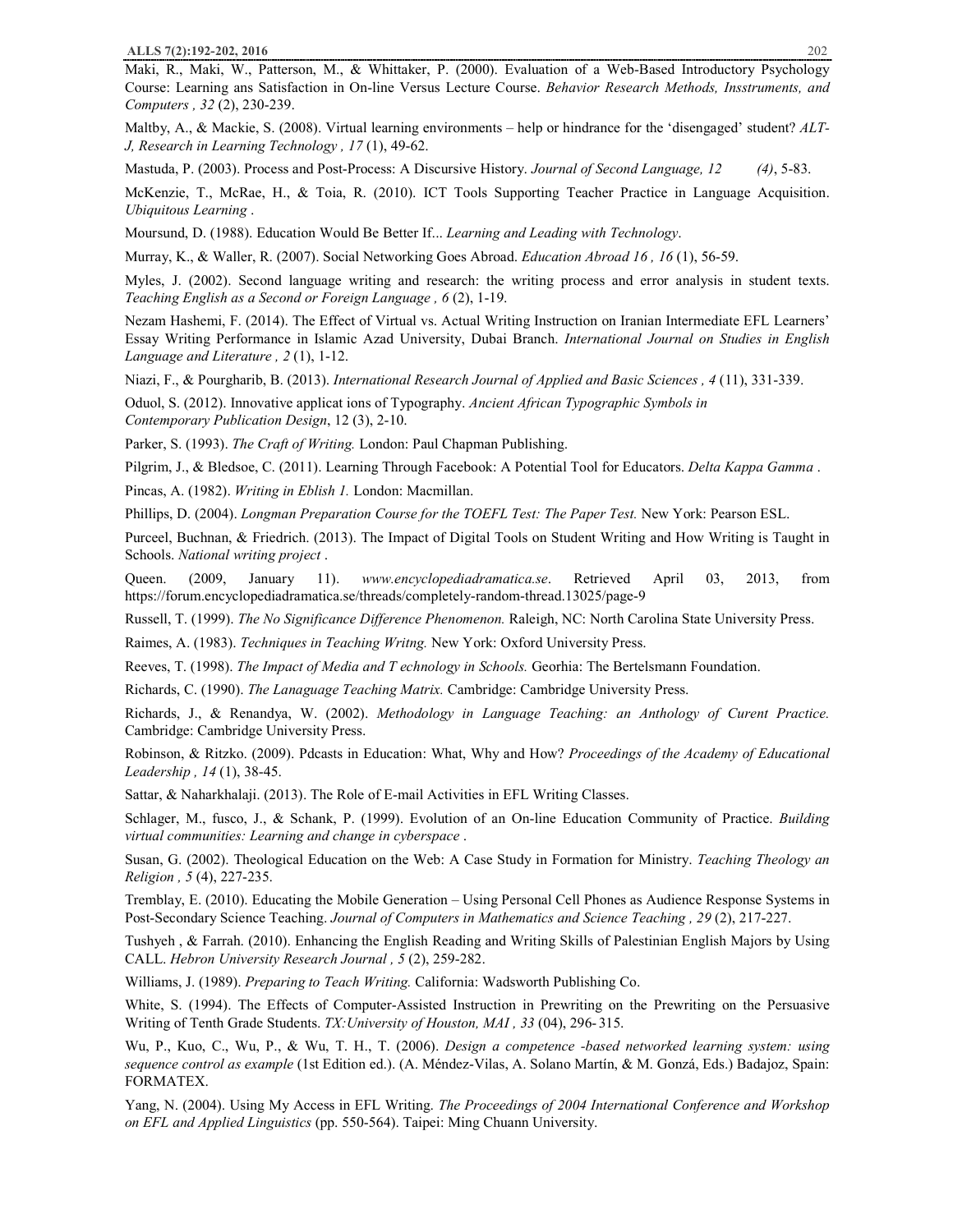Maki, R., Maki, W., Patterson, M., & Whittaker, P. (2000). Evaluation of a Web-Based Introductory Psychology Course: Learning ans Satisfaction in On-line Versus Lecture Course. *Behavior Research Methods, Insstruments, and Computers , 32* (2), 230-239.

Maltby, A., & Mackie, S. (2008). Virtual learning environments – help or hindrance for the 'disengaged' student? *ALT-J, Research in Learning Technology , 17* (1), 49-62.

Mastuda, P. (2003). Process and Post-Process: A Discursive History. *Journal of Second Language, 12 (4)*, 5-83.

McKenzie, T., McRae, H., & Toia, R. (2010). ICT Tools Supporting Teacher Practice in Language Acquisition. *Ubiquitous Learning* .

Moursund, D. (1988). Education Would Be Better If... *Learning and Leading with Technology*.

Murray, K., & Waller, R. (2007). Social Networking Goes Abroad. *Education Abroad 16 , 16* (1), 56-59.

Myles, J. (2002). Second language writing and research: the writing process and error analysis in student texts. *Teaching English as a Second or Foreign Language , 6* (2), 1-19.

Nezam Hashemi, F. (2014). The Effect of Virtual vs. Actual Writing Instruction on Iranian Intermediate EFL Learners' Essay Writing Performance in Islamic Azad University, Dubai Branch. *International Journal on Studies in English Language and Literature , 2* (1), 1-12.

Niazi, F., & Pourgharib, B. (2013). *International Research Journal of Applied and Basic Sciences , 4* (11), 331-339.

Oduol, S. (2012). Innovative applicat ions of Typography. *Ancient African Typographic Symbols in Contemporary Publication Design*, 12 (3), 2-10.

Parker, S. (1993). *The Craft of Writing.* London: Paul Chapman Publishing.

Pilgrim, J., & Bledsoe, C. (2011). Learning Through Facebook: A Potential Tool for Educators. *Delta Kappa Gamma* .

Pincas, A. (1982). *Writing in Eblish 1.* London: Macmillan.

Phillips, D. (2004). *Longman Preparation Course for the TOEFL Test: The Paper Test.* New York: Pearson ESL.

Purceel, Buchnan, & Friedrich. (2013). The Impact of Digital Tools on Student Writing and How Writing is Taught in Schools. *National writing project* .

Queen. (2009, January 11). *www.encyclopediadramatica.se*. Retrieved April 03, 2013, from https://forum.encyclopediadramatica.se/threads/completely-random-thread.13025/page-9

Russell, T. (1999). *The No Significance Difference Phenomenon.* Raleigh, NC: North Carolina State University Press.

Raimes, A. (1983). *Techniques in Teaching Writng.* New York: Oxford University Press.

Reeves, T. (1998). *The Impact of Media and T echnology in Schools.* Georhia: The Bertelsmann Foundation.

Richards, C. (1990). *The Lanaguage Teaching Matrix.* Cambridge: Cambridge University Press.

Richards, J., & Renandya, W. (2002). *Methodology in Language Teaching: an Anthology of Curent Practice.* Cambridge: Cambridge University Press.

Robinson, & Ritzko. (2009). Pdcasts in Education: What, Why and How? *Proceedings of the Academy of Educational Leadership , 14* (1), 38-45.

Sattar, & Naharkhalaji. (2013). The Role of E-mail Activities in EFL Writing Classes.

Schlager, M., fusco, J., & Schank, P. (1999). Evolution of an On-line Education Community of Practice. *Building virtual communities: Learning and change in cyberspace* .

Susan, G. (2002). Theological Education on the Web: A Case Study in Formation for Ministry. *Teaching Theology an Religion , 5* (4), 227-235.

Tremblay, E. (2010). Educating the Mobile Generation – Using Personal Cell Phones as Audience Response Systems in Post-Secondary Science Teaching. *Journal of Computers in Mathematics and Science Teaching , 29* (2), 217-227.

Tushyeh , & Farrah. (2010). Enhancing the English Reading and Writing Skills of Palestinian English Majors by Using CALL. *Hebron University Research Journal , 5* (2), 259-282.

Williams, J. (1989). *Preparing to Teach Writing.* California: Wadsworth Publishing Co.

White, S. (1994). The Effects of Computer-Assisted Instruction in Prewriting on the Prewriting on the Persuasive Writing of Tenth Grade Students. *TX:University of Houston, MAI , 33* (04), 296- 315.

Wu, P., Kuo, C., Wu, P., & Wu, T. H., T. (2006). *Design a competence -based networked learning system: using sequence control as example* (1st Edition ed.). (A. Méndez-Vilas, A. Solano Martín, & M. Gonzá, Eds.) Badajoz, Spain: FORMATEX.

Yang, N. (2004). Using My Access in EFL Writing. *The Proceedings of 2004 International Conference and Workshop on EFL and Applied Linguistics* (pp. 550-564). Taipei: Ming Chuann University.